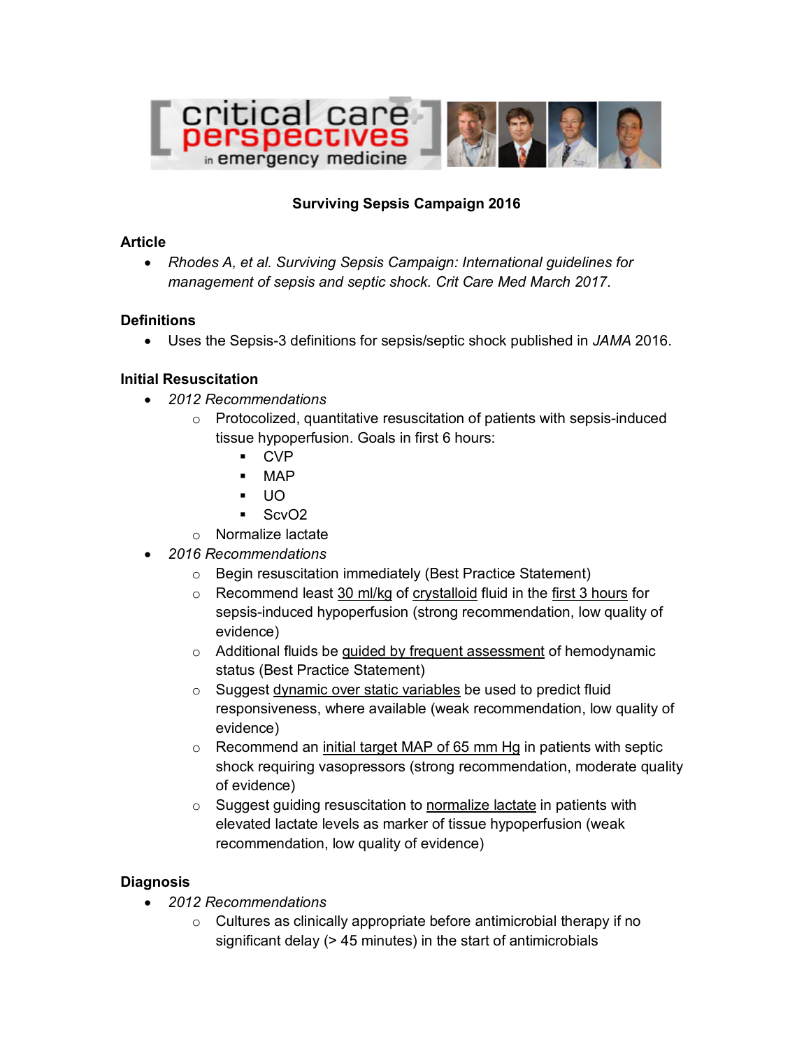# Surviving Sepsis Campaign 2016

## Article

- *Rhodes A, et al. Surviving Sepsis Campaign: International guidelines for management of sepsis and septic shock. Crit Care Med March 2017*.

## Definitions

- Uses the Sepsis-3 definitions for sepsis/septic shock published in *JAMA* 2016.

## Initial Resuscitation

- *2012 Recommendations*
  - Protocolized, quantitative resuscitation of patients with sepsis-induced tissue hypoperfusion. Goals in first 6 hours:
    - CVP
    - MAP
    - UO
    - ScvO2
  - Normalize lactate
- *2016 Recommendations*
  - Begin resuscitation immediately (Best Practice Statement)
  - Recommend least 30 ml/kg of crystalloid fluid in the first 3 hours for sepsis-induced hypoperfusion (strong recommendation, low quality of evidence)
  - Additional fluids be guided by frequent assessment of hemodynamic status (Best Practice Statement)
  - Suggest dynamic over static variables be used to predict fluid responsiveness, where available (weak recommendation, low quality of evidence)
  - Recommend an initial target MAP of 65 mm Hg in patients with septic shock requiring vasopressors (strong recommendation, moderate quality of evidence)
  - Suggest guiding resuscitation to normalize lactate in patients with elevated lactate levels as marker of tissue hypoperfusion (weak recommendation, low quality of evidence)

## Diagnosis

- *2012 Recommendations*
  - Cultures as clinically appropriate before antimicrobial therapy if no significant delay (> 45 minutes) in the start of antimicrobials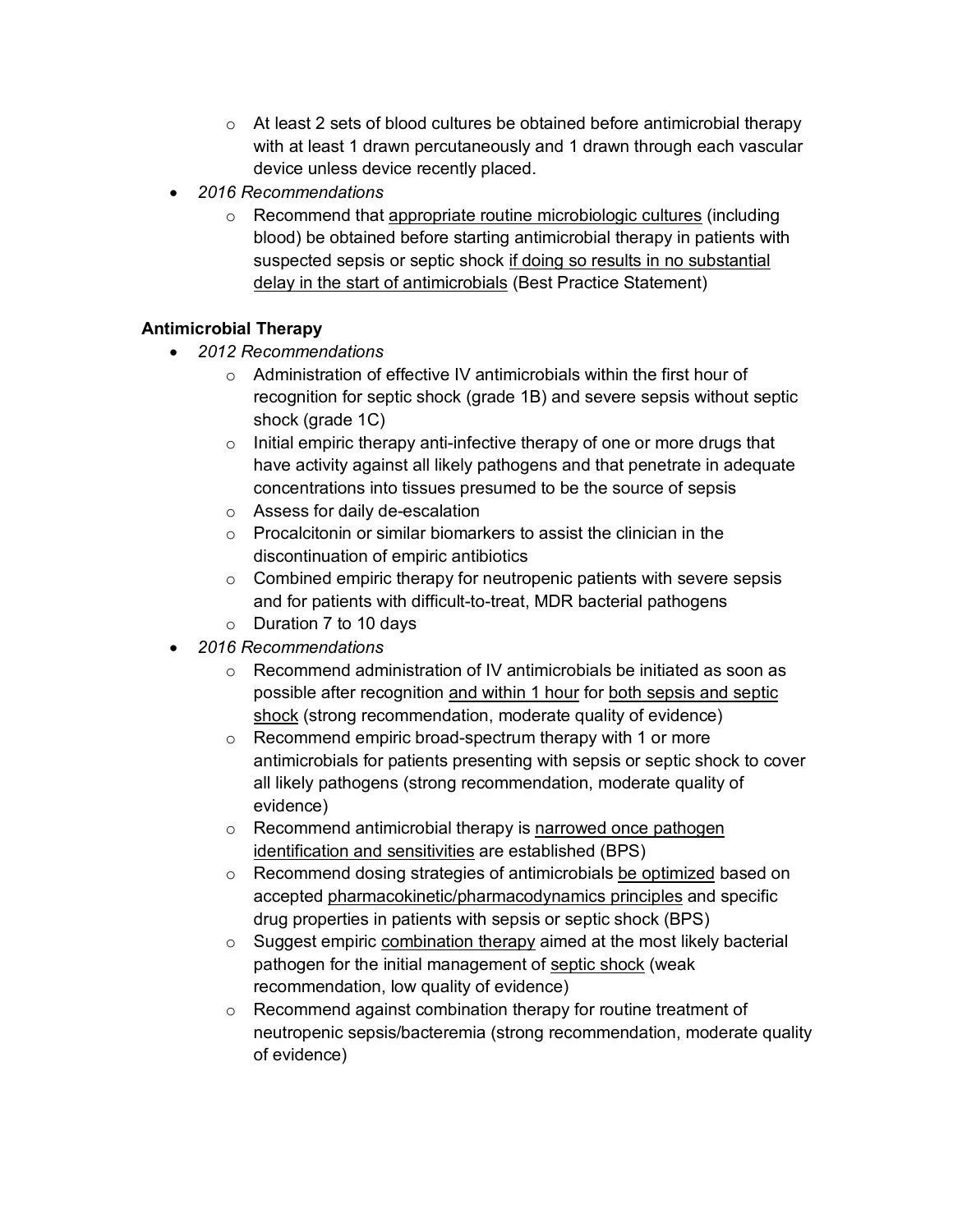- At least 2 sets of blood cultures be obtained before antimicrobial therapy with at least 1 drawn percutaneously and 1 drawn through each vascular device unless device recently placed.
- *2016 Recommendations*
  - Recommend that <u>appropriate routine microbiologic cultures</u> (including blood) be obtained before starting antimicrobial therapy in patients with suspected sepsis or septic shock <u>if doing so results in no substantial delay in the start of antimicrobials</u> (Best Practice Statement)

**Antimicrobial Therapy**

- *2012 Recommendations*
  - Administration of effective IV antimicrobials within the first hour of recognition for septic shock (grade 1B) and severe sepsis without septic shock (grade 1C)
  - Initial empiric anti-infective therapy of one or more drugs that have activity against all likely pathogens and that penetrate in adequate concentrations into tissues presumed to be the source of sepsis
  - Assess for daily de-escalation
  - Procalcitonin or similar biomarkers to assist the clinician in the discontinuation of empiric antibiotics
  - Combined empiric therapy for neutropenic patients with severe sepsis and for patients with difficult-to-treat, MDR bacterial pathogens
  - Duration 7 to 10 days
- *2016 Recommendations*
  - Recommend administration of IV antimicrobials be initiated as soon as possible after recognition <u>and within 1 hour</u> for <u>both sepsis and septic shock</u> (strong recommendation, moderate quality of evidence)
  - Recommend empiric broad-spectrum therapy with 1 or more antimicrobials for patients presenting with sepsis or septic shock to cover all likely pathogens (strong recommendation, moderate quality of evidence)
  - Recommend antimicrobial therapy is <u>narrowed once pathogen identification and sensitivities</u> are established (BPS)
  - Recommend dosing strategies of antimicrobials <u>be optimized</u> based on accepted <u>pharmacokinetic/pharmacodynamics principles</u> and specific drug properties in patients with sepsis or septic shock (BPS)
  - Suggest empiric <u>combination therapy</u> aimed at the most likely bacterial pathogen for the initial management of <u>septic shock</u> (weak recommendation, low quality of evidence)
  - Recommend against combination therapy for routine treatment of neutropenic sepsis/bacteremia (strong recommendation, moderate quality of evidence)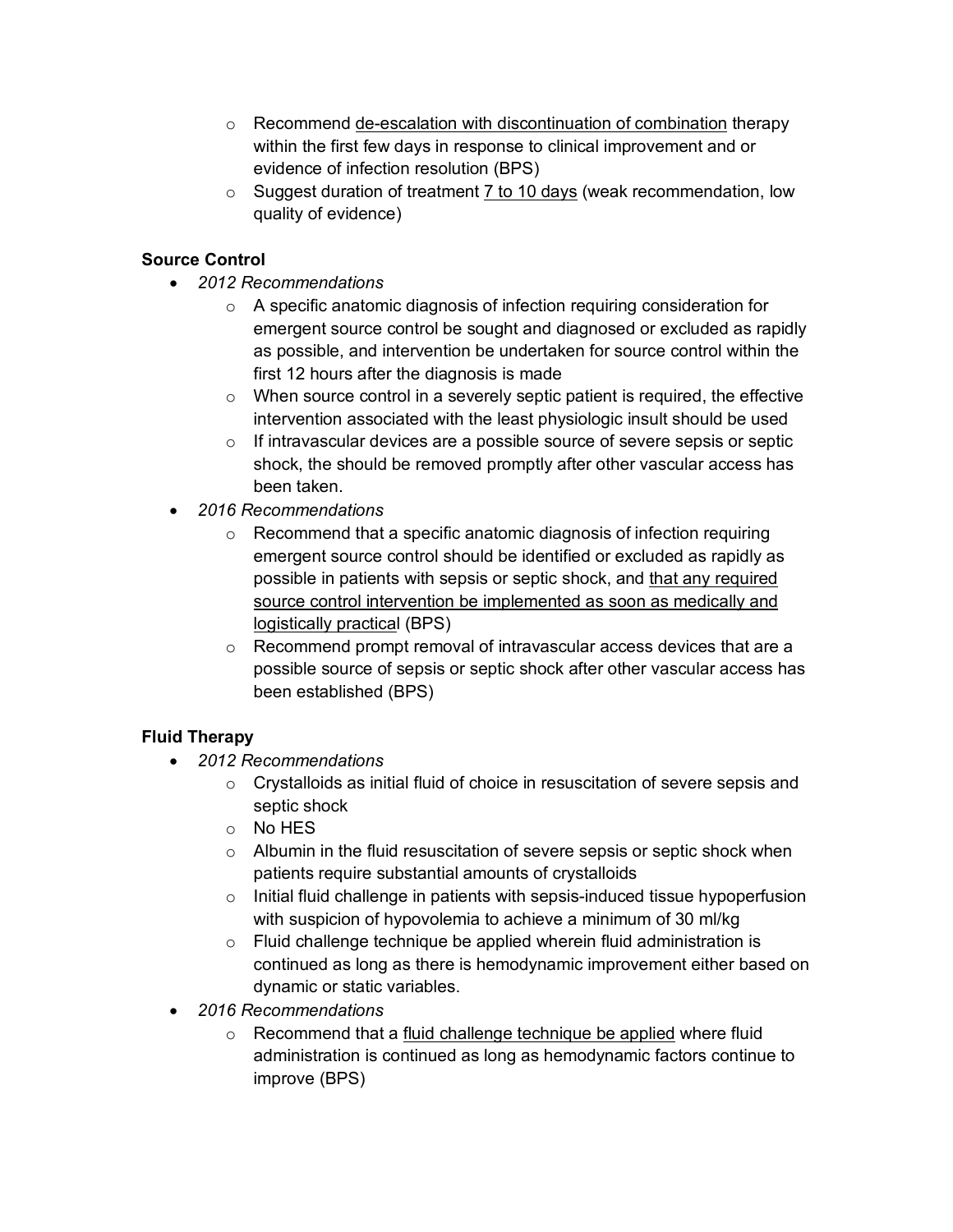- Recommend <u>de-escalation with discontinuation of combination</u> therapy within the first few days in response to clinical improvement and or evidence of infection resolution (BPS)
  - Suggest duration of treatment <u>7 to 10 days</u> (weak recommendation, low quality of evidence)

**Source Control**

- *2012 Recommendations*
  - A specific anatomic diagnosis of infection requiring consideration for emergent source control be sought and diagnosed or excluded as rapidly as possible, and intervention be undertaken for source control within the first 12 hours after the diagnosis is made
  - When source control in a severely septic patient is required, the effective intervention associated with the least physiologic insult should be used
  - If intravascular devices are a possible source of severe sepsis or septic shock, the should be removed promptly after other vascular access has been taken.
- *2016 Recommendations*
  - Recommend that a specific anatomic diagnosis of infection requiring emergent source control should be identified or excluded as rapidly as possible in patients with sepsis or septic shock, and <u>that any required source control intervention be implemented as soon as medically and logistically practical</u> (BPS)
  - Recommend prompt removal of intravascular access devices that are a possible source of sepsis or septic shock after other vascular access has been established (BPS)

**Fluid Therapy**

- *2012 Recommendations*
  - Crystalloids as initial fluid of choice in resuscitation of severe sepsis and septic shock
  - No HES
  - Albumin in the fluid resuscitation of severe sepsis or septic shock when patients require substantial amounts of crystalloids
  - Initial fluid challenge in patients with sepsis-induced tissue hypoperfusion with suspicion of hypovolemia to achieve a minimum of 30 ml/kg
  - Fluid challenge technique be applied wherein fluid administration is continued as long as there is hemodynamic improvement either based on dynamic or static variables.
- *2016 Recommendations*
  - Recommend that a <u>fluid challenge technique be applied</u> where fluid administration is continued as long as hemodynamic factors continue to improve (BPS)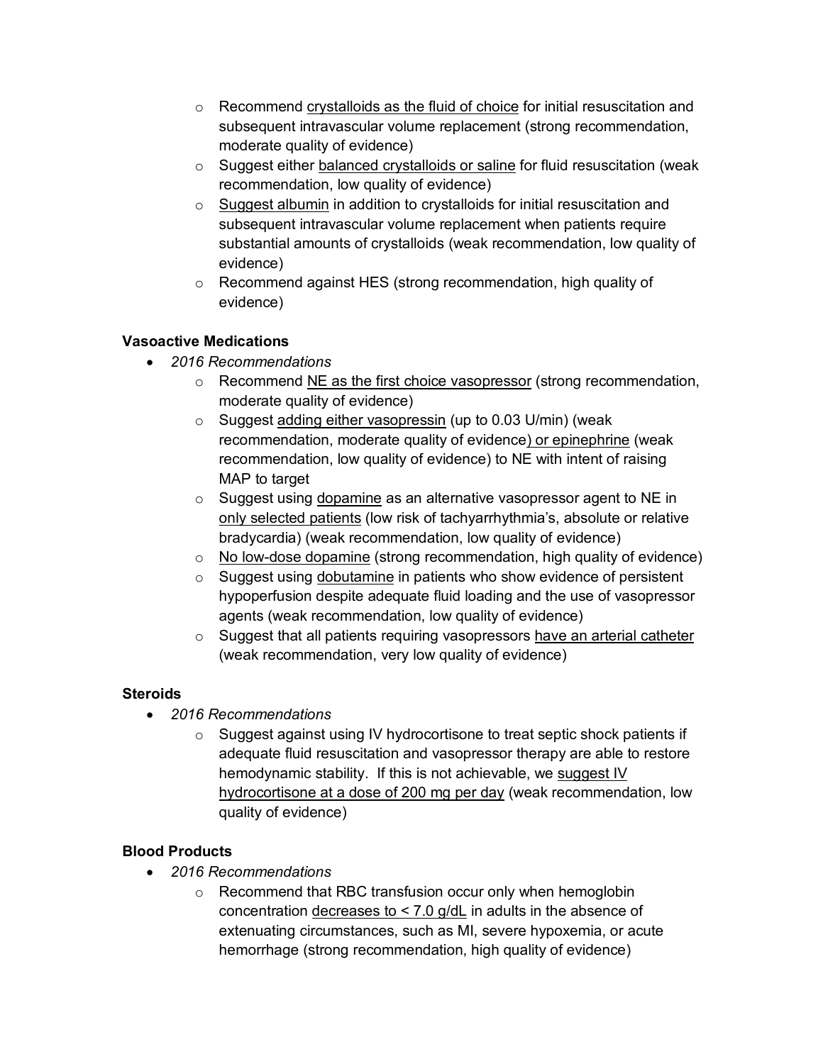- Recommend <u>crystalloids as the fluid of choice</u> for initial resuscitation and subsequent intravascular volume replacement (strong recommendation, moderate quality of evidence)
  - Suggest either <u>balanced crystalloids or saline</u> for fluid resuscitation (weak recommendation, low quality of evidence)
  - <u>Suggest albumin</u> in addition to crystalloids for initial resuscitation and subsequent intravascular volume replacement when patients require substantial amounts of crystalloids (weak recommendation, low quality of evidence)
  - Recommend against HES (strong recommendation, high quality of evidence)

**Vasoactive Medications**

- *2016 Recommendations*
  - Recommend <u>NE as the first choice vasopressor</u> (strong recommendation, moderate quality of evidence)
  - Suggest <u>adding either vasopressin</u> (up to 0.03 U/min) (weak recommendation, moderate quality of evidence<u>) or epinephrine</u> (weak recommendation, low quality of evidence) to NE with intent of raising MAP to target
  - Suggest using <u>dopamine</u> as an alternative vasopressor agent to NE in <u>only selected patients</u> (low risk of tachyarrhythmia's, absolute or relative bradycardia) (weak recommendation, low quality of evidence)
  - <u>No low-dose dopamine</u> (strong recommendation, high quality of evidence)
  - Suggest using <u>dobutamine</u> in patients who show evidence of persistent hypoperfusion despite adequate fluid loading and the use of vasopressor agents (weak recommendation, low quality of evidence)
  - Suggest that all patients requiring vasopressors <u>have an arterial catheter</u> (weak recommendation, very low quality of evidence)

**Steroids**

- *2016 Recommendations*
  - Suggest against using IV hydrocortisone to treat septic shock patients if adequate fluid resuscitation and vasopressor therapy are able to restore hemodynamic stability. If this is not achievable, we <u>suggest IV hydrocortisone at a dose of 200 mg per day</u> (weak recommendation, low quality of evidence)

**Blood Products**

- *2016 Recommendations*
  - Recommend that RBC transfusion occur only when hemoglobin concentration <u>decreases to < 7.0 g/dL</u> in adults in the absence of extenuating circumstances, such as MI, severe hypoxemia, or acute hemorrhage (strong recommendation, high quality of evidence)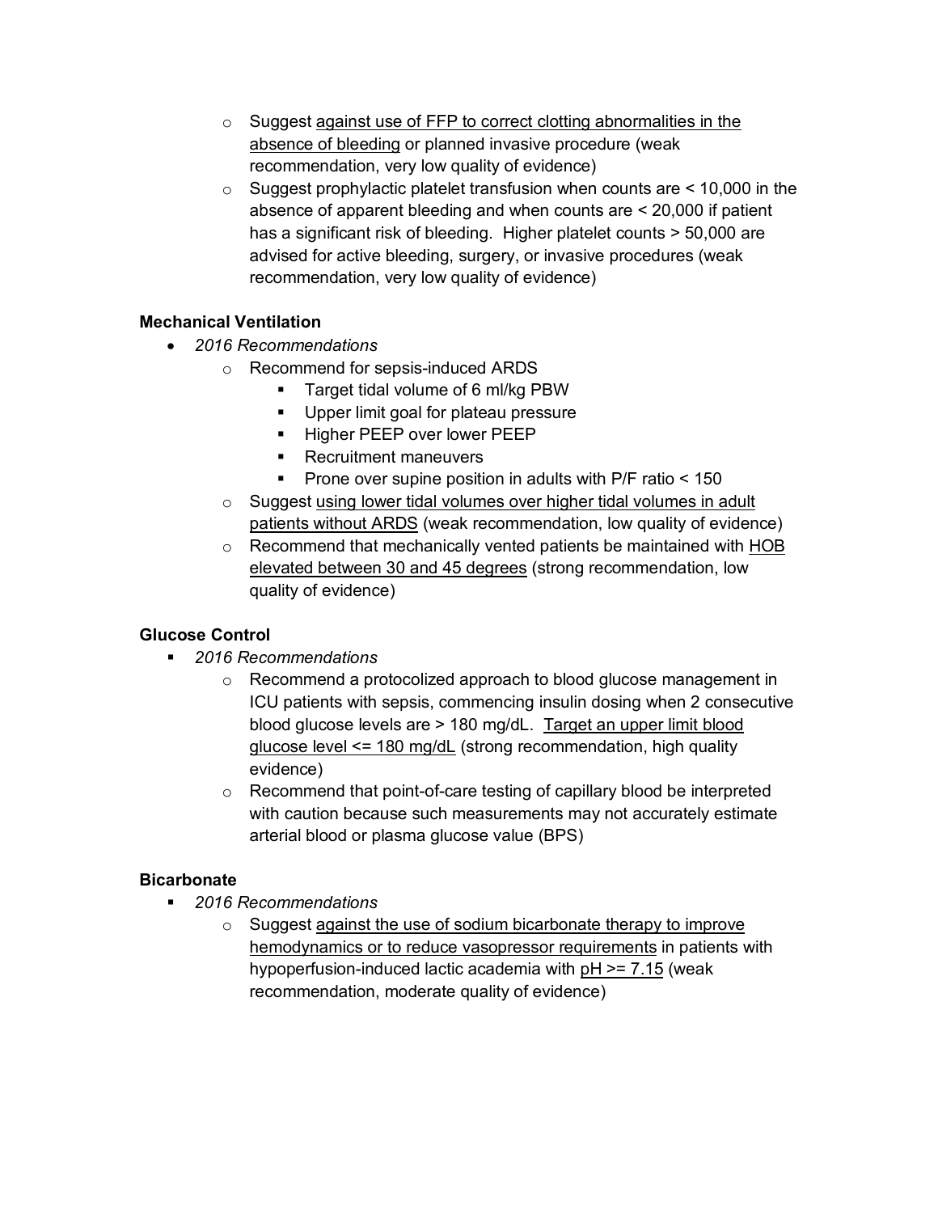- Suggest <u>against use of FFP to correct clotting abnormalities in the absence of bleeding</u> or planned invasive procedure (weak recommendation, very low quality of evidence)
  - Suggest prophylactic platelet transfusion when counts are < 10,000 in the absence of apparent bleeding and when counts are < 20,000 if patient has a significant risk of bleeding. Higher platelet counts > 50,000 are advised for active bleeding, surgery, or invasive procedures (weak recommendation, very low quality of evidence)

**Mechanical Ventilation**

- *2016 Recommendations*
  - Recommend for sepsis-induced ARDS
    - Target tidal volume of 6 ml/kg PBW
    - Upper limit goal for plateau pressure
    - Higher PEEP over lower PEEP
    - Recruitment maneuvers
    - Prone over supine position in adults with P/F ratio < 150
  - Suggest <u>using lower tidal volumes over higher tidal volumes in adult patients without ARDS</u> (weak recommendation, low quality of evidence)
  - Recommend that mechanically vented patients be maintained with <u>HOB elevated between 30 and 45 degrees</u> (strong recommendation, low quality of evidence)

**Glucose Control**

- *2016 Recommendations*
  - Recommend a protocolized approach to blood glucose management in ICU patients with sepsis, commencing insulin dosing when 2 consecutive blood glucose levels are > 180 mg/dL. <u>Target an upper limit blood glucose level <= 180 mg/dL</u> (strong recommendation, high quality evidence)
  - Recommend that point-of-care testing of capillary blood be interpreted with caution because such measurements may not accurately estimate arterial blood or plasma glucose value (BPS)

**Bicarbonate**

- *2016 Recommendations*
  - Suggest <u>against the use of sodium bicarbonate therapy to improve hemodynamics or to reduce vasopressor requirements</u> in patients with hypoperfusion-induced lactic academia with <u>pH >= 7.15</u> (weak recommendation, moderate quality of evidence)